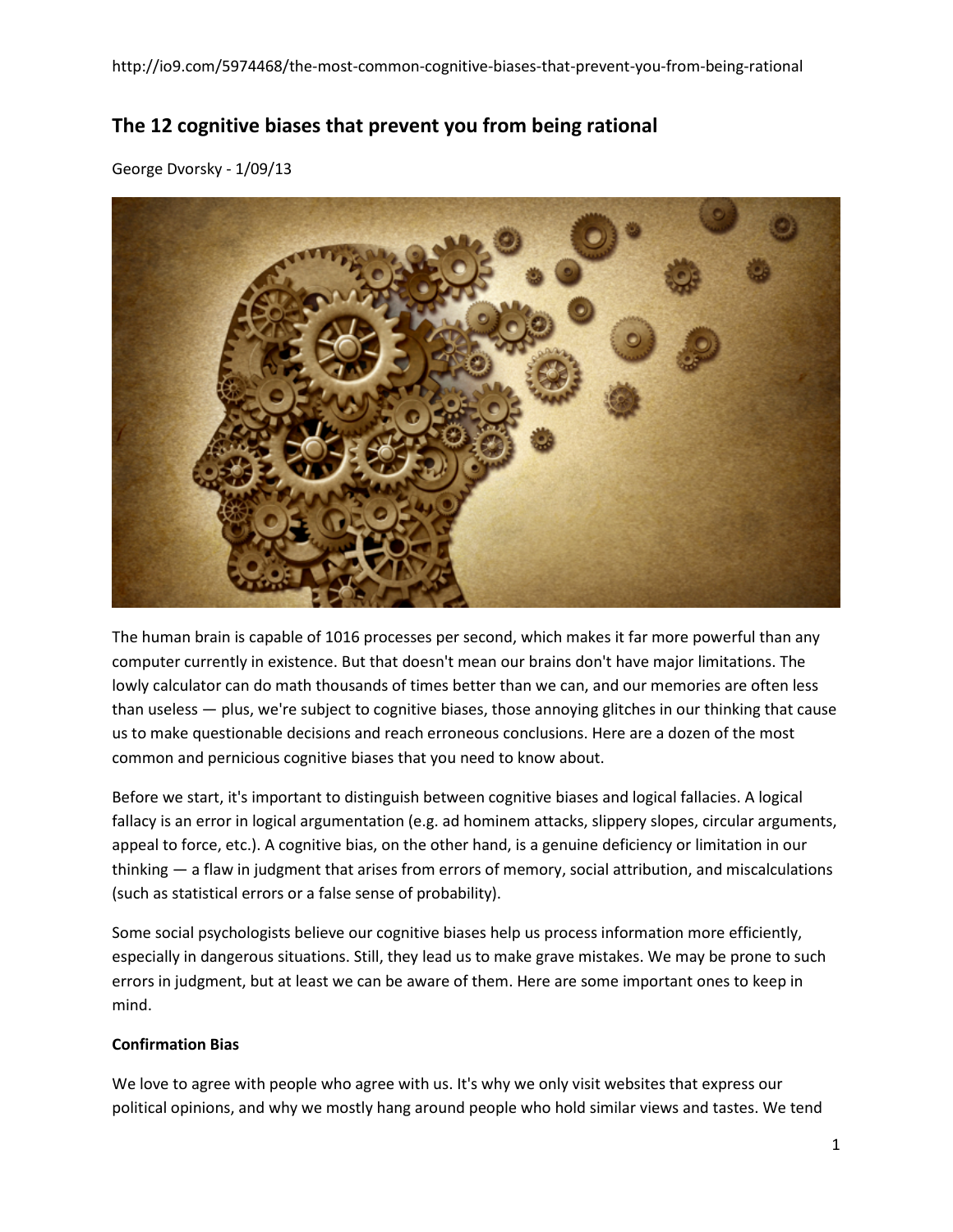http://io9.com/5974468/the-most-common-cognitive-biases-that-prevent-you-from-being-rational

## The 12 cognitive biases that prevent you from being rational

George Dvorsky - 1/09/13

The human brain is capable of 1016 processes per second, which makes it far more powerful than any computer currently in existence. But that doesn't mean our brains don't have major limitations. The lowly calculator can do math thousands of times better than we can, and our memories are often less than useless — plus, we're subject to cognitive biases, those annoying glitches in our thinking that cause us to make questionable decisions and reach erroneous conclusions. Here are a dozen of the most common and pernicious cognitive biases that you need to know about.

Before we start, it's important to distinguish between cognitive biases and logical fallacies. A logical fallacy is an error in logical argumentation (e.g. ad hominem attacks, slippery slopes, circular arguments, appeal to force, etc.). A cognitive bias, on the other hand, is a genuine deficiency or limitation in our thinking — a flaw in judgment that arises from errors of memory, social attribution, and miscalculations (such as statistical errors or a false sense of probability).

Some social psychologists believe our cognitive biases help us process information more efficiently, especially in dangerous situations. Still, they lead us to make grave mistakes. We may be prone to such errors in judgment, but at least we can be aware of them. Here are some important ones to keep in mind.

**Confirmation Bias**

We love to agree with people who agree with us. It's why we only visit websites that express our political opinions, and why we mostly hang around people who hold similar views and tastes. We tend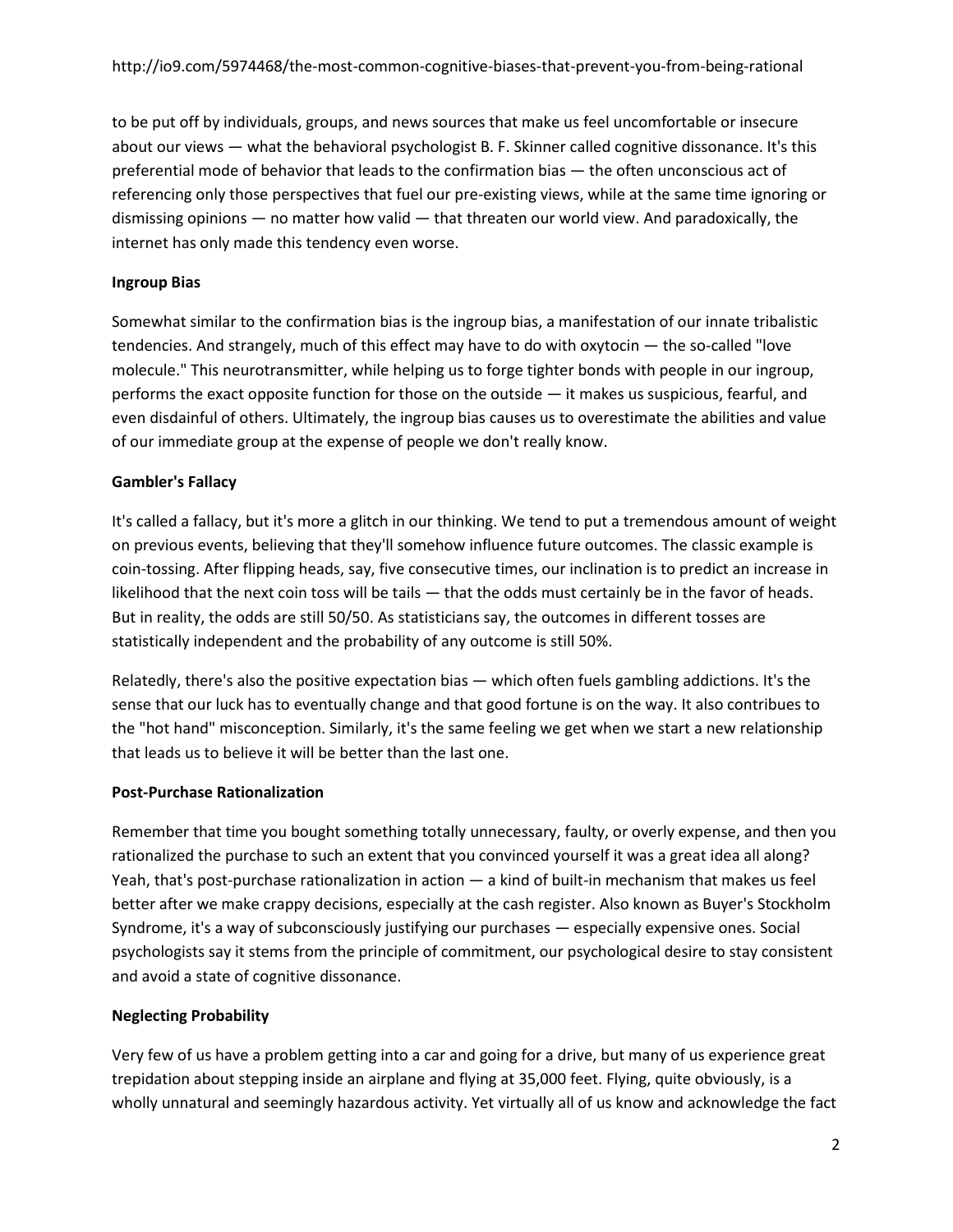to be put off by individuals, groups, and news sources that make us feel uncomfortable or insecure about our views — what the behavioral psychologist B. F. Skinner called cognitive dissonance. It's this preferential mode of behavior that leads to the confirmation bias — the often unconscious act of referencing only those perspectives that fuel our pre-existing views, while at the same time ignoring or dismissing opinions — no matter how valid — that threaten our world view. And paradoxically, the internet has only made this tendency even worse.

**Ingroup Bias**

Somewhat similar to the confirmation bias is the ingroup bias, a manifestation of our innate tribalistic tendencies. And strangely, much of this effect may have to do with oxytocin — the so-called "love molecule." This neurotransmitter, while helping us to forge tighter bonds with people in our ingroup, performs the exact opposite function for those on the outside — it makes us suspicious, fearful, and even disdainful of others. Ultimately, the ingroup bias causes us to overestimate the abilities and value of our immediate group at the expense of people we don't really know.

**Gambler's Fallacy**

It's called a fallacy, but it's more a glitch in our thinking. We tend to put a tremendous amount of weight on previous events, believing that they'll somehow influence future outcomes. The classic example is coin-tossing. After flipping heads, say, five consecutive times, our inclination is to predict an increase in likelihood that the next coin toss will be tails — that the odds must certainly be in the favor of heads. But in reality, the odds are still 50/50. As statisticians say, the outcomes in different tosses are statistically independent and the probability of any outcome is still 50%.

Relatedly, there's also the positive expectation bias — which often fuels gambling addictions. It's the sense that our luck has to eventually change and that good fortune is on the way. It also contribues to the "hot hand" misconception. Similarly, it's the same feeling we get when we start a new relationship that leads us to believe it will be better than the last one.

**Post-Purchase Rationalization**

Remember that time you bought something totally unnecessary, faulty, or overly expense, and then you rationalized the purchase to such an extent that you convinced yourself it was a great idea all along? Yeah, that's post-purchase rationalization in action — a kind of built-in mechanism that makes us feel better after we make crappy decisions, especially at the cash register. Also known as Buyer's Stockholm Syndrome, it's a way of subconsciously justifying our purchases — especially expensive ones. Social psychologists say it stems from the principle of commitment, our psychological desire to stay consistent and avoid a state of cognitive dissonance.

**Neglecting Probability**

Very few of us have a problem getting into a car and going for a drive, but many of us experience great trepidation about stepping inside an airplane and flying at 35,000 feet. Flying, quite obviously, is a wholly unnatural and seemingly hazardous activity. Yet virtually all of us know and acknowledge the fact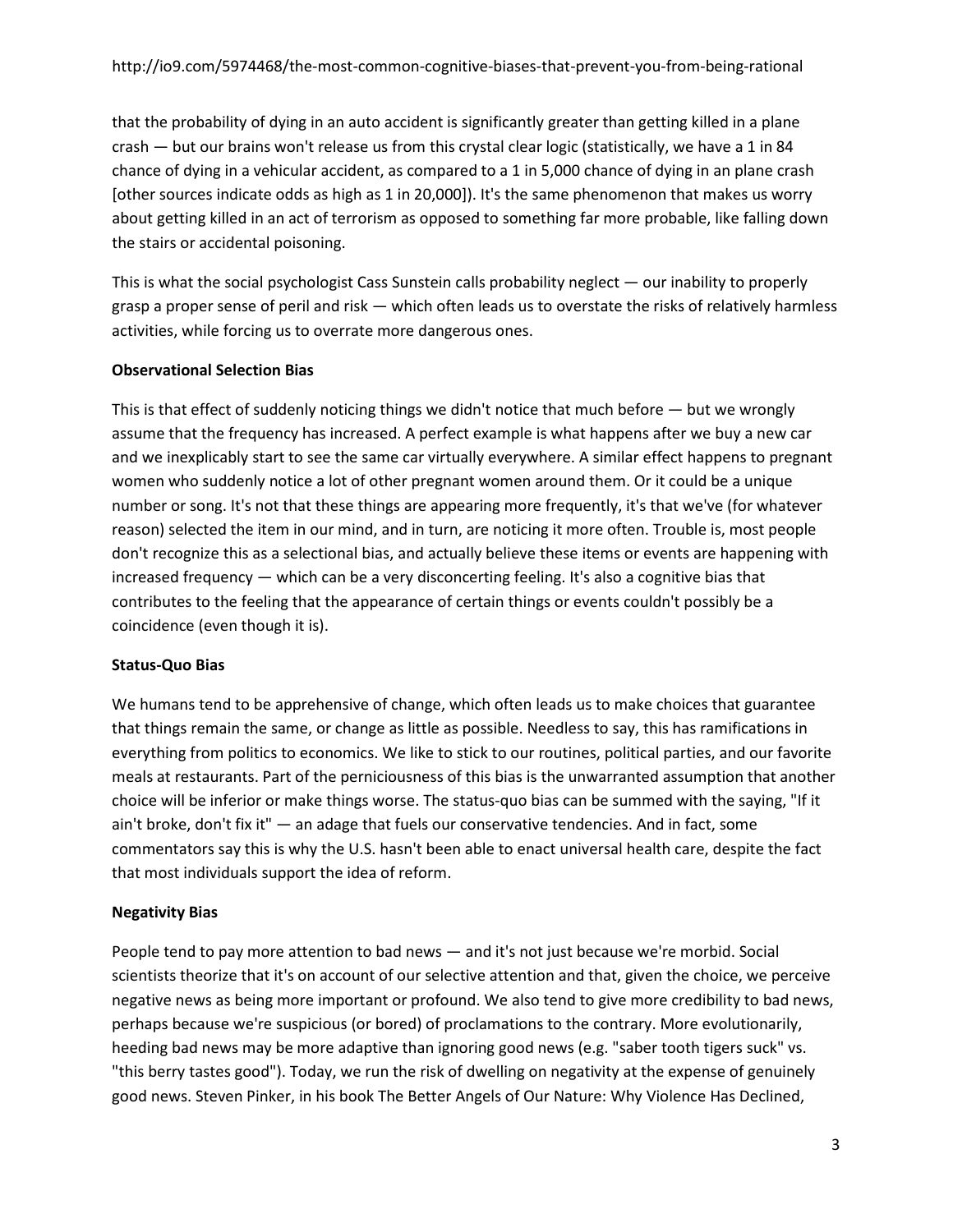that the probability of dying in an auto accident is significantly greater than getting killed in a plane crash — but our brains won't release us from this crystal clear logic (statistically, we have a 1 in 84 chance of dying in a vehicular accident, as compared to a 1 in 5,000 chance of dying in an plane crash [other sources indicate odds as high as 1 in 20,000]). It's the same phenomenon that makes us worry about getting killed in an act of terrorism as opposed to something far more probable, like falling down the stairs or accidental poisoning.

This is what the social psychologist Cass Sunstein calls probability neglect — our inability to properly grasp a proper sense of peril and risk — which often leads us to overstate the risks of relatively harmless activities, while forcing us to overrate more dangerous ones.

**Observational Selection Bias**

This is that effect of suddenly noticing things we didn't notice that much before — but we wrongly assume that the frequency has increased. A perfect example is what happens after we buy a new car and we inexplicably start to see the same car virtually everywhere. A similar effect happens to pregnant women who suddenly notice a lot of other pregnant women around them. Or it could be a unique number or song. It's not that these things are appearing more frequently, it's that we've (for whatever reason) selected the item in our mind, and in turn, are noticing it more often. Trouble is, most people don't recognize this as a selectional bias, and actually believe these items or events are happening with increased frequency — which can be a very disconcerting feeling. It's also a cognitive bias that contributes to the feeling that the appearance of certain things or events couldn't possibly be a coincidence (even though it is).

**Status-Quo Bias**

We humans tend to be apprehensive of change, which often leads us to make choices that guarantee that things remain the same, or change as little as possible. Needless to say, this has ramifications in everything from politics to economics. We like to stick to our routines, political parties, and our favorite meals at restaurants. Part of the perniciousness of this bias is the unwarranted assumption that another choice will be inferior or make things worse. The status-quo bias can be summed with the saying, "If it ain't broke, don't fix it" — an adage that fuels our conservative tendencies. And in fact, some commentators say this is why the U.S. hasn't been able to enact universal health care, despite the fact that most individuals support the idea of reform.

**Negativity Bias**

People tend to pay more attention to bad news — and it's not just because we're morbid. Social scientists theorize that it's on account of our selective attention and that, given the choice, we perceive negative news as being more important or profound. We also tend to give more credibility to bad news, perhaps because we're suspicious (or bored) of proclamations to the contrary. More evolutionarily, heeding bad news may be more adaptive than ignoring good news (e.g. "saber tooth tigers suck" vs. "this berry tastes good"). Today, we run the risk of dwelling on negativity at the expense of genuinely good news. Steven Pinker, in his book The Better Angels of Our Nature: Why Violence Has Declined,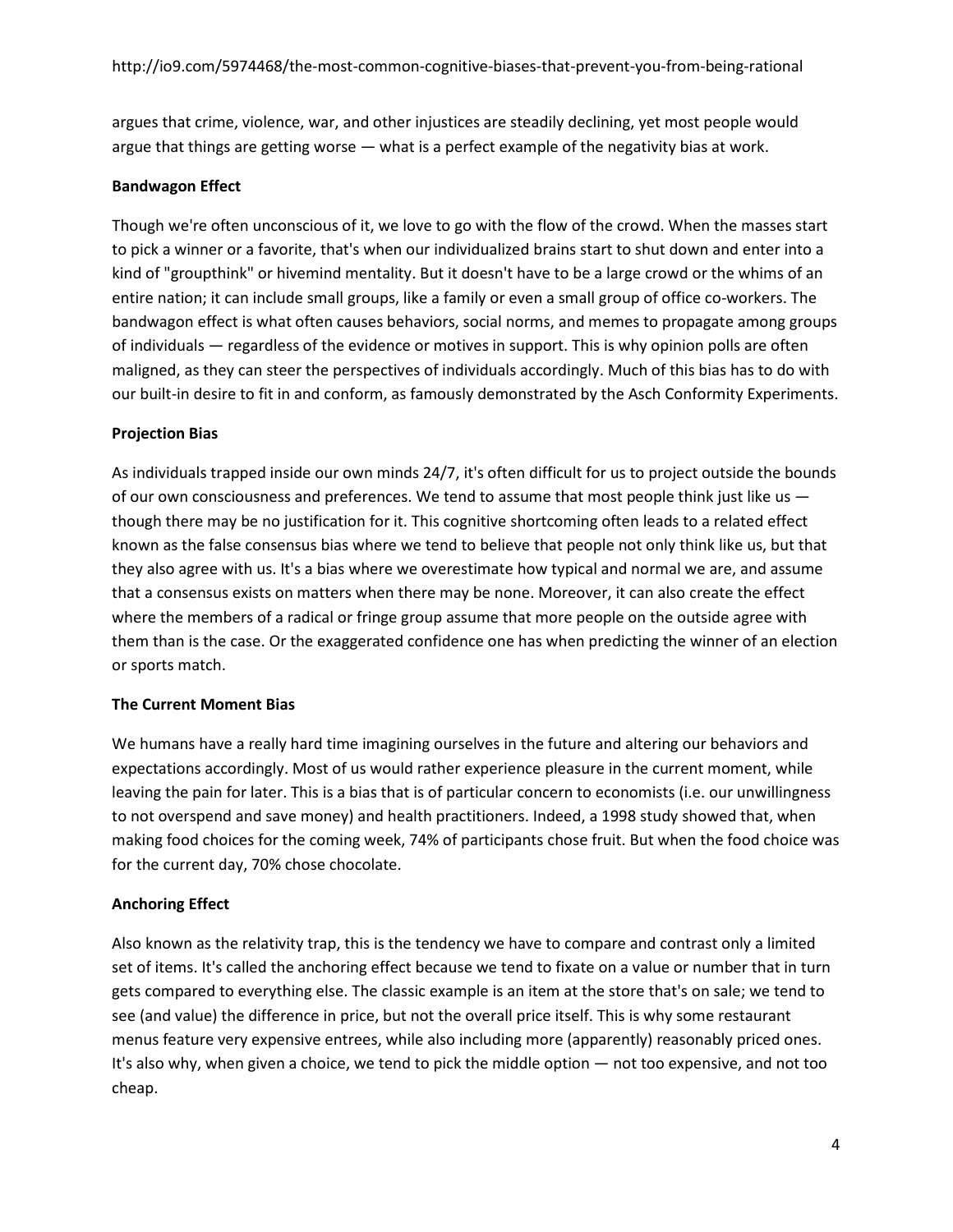argues that crime, violence, war, and other injustices are steadily declining, yet most people would argue that things are getting worse — what is a perfect example of the negativity bias at work.

**Bandwagon Effect**

Though we're often unconscious of it, we love to go with the flow of the crowd. When the masses start to pick a winner or a favorite, that's when our individualized brains start to shut down and enter into a kind of "groupthink" or hivemind mentality. But it doesn't have to be a large crowd or the whims of an entire nation; it can include small groups, like a family or even a small group of office co-workers. The bandwagon effect is what often causes behaviors, social norms, and memes to propagate among groups of individuals — regardless of the evidence or motives in support. This is why opinion polls are often maligned, as they can steer the perspectives of individuals accordingly. Much of this bias has to do with our built-in desire to fit in and conform, as famously demonstrated by the Asch Conformity Experiments.

**Projection Bias**

As individuals trapped inside our own minds 24/7, it's often difficult for us to project outside the bounds of our own consciousness and preferences. We tend to assume that most people think just like us — though there may be no justification for it. This cognitive shortcoming often leads to a related effect known as the false consensus bias where we tend to believe that people not only think like us, but that they also agree with us. It's a bias where we overestimate how typical and normal we are, and assume that a consensus exists on matters when there may be none. Moreover, it can also create the effect where the members of a radical or fringe group assume that more people on the outside agree with them than is the case. Or the exaggerated confidence one has when predicting the winner of an election or sports match.

**The Current Moment Bias**

We humans have a really hard time imagining ourselves in the future and altering our behaviors and expectations accordingly. Most of us would rather experience pleasure in the current moment, while leaving the pain for later. This is a bias that is of particular concern to economists (i.e. our unwillingness to not overspend and save money) and health practitioners. Indeed, a 1998 study showed that, when making food choices for the coming week, 74% of participants chose fruit. But when the food choice was for the current day, 70% chose chocolate.

**Anchoring Effect**

Also known as the relativity trap, this is the tendency we have to compare and contrast only a limited set of items. It's called the anchoring effect because we tend to fixate on a value or number that in turn gets compared to everything else. The classic example is an item at the store that's on sale; we tend to see (and value) the difference in price, but not the overall price itself. This is why some restaurant menus feature very expensive entrees, while also including more (apparently) reasonably priced ones. It's also why, when given a choice, we tend to pick the middle option — not too expensive, and not too cheap.